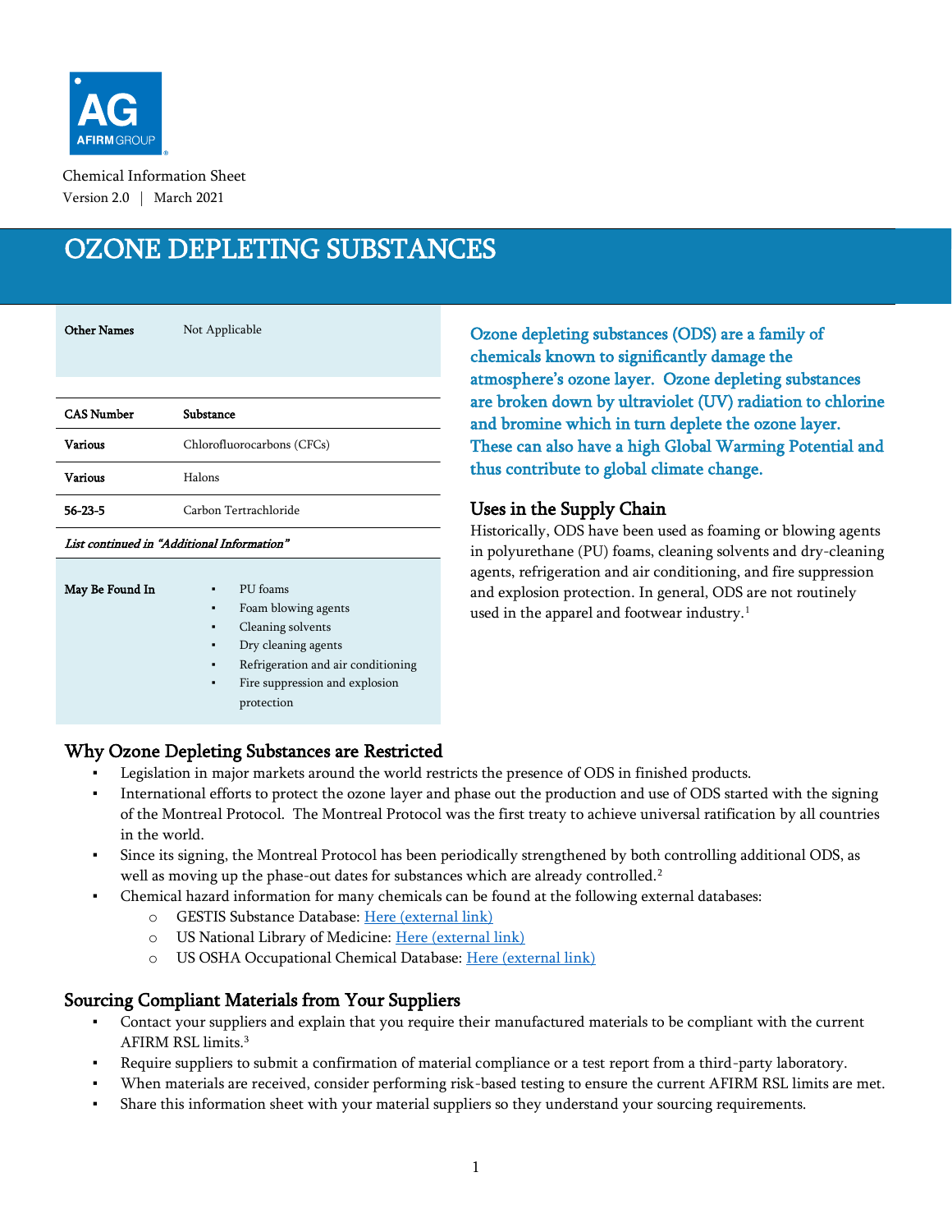Chemical Information Sheet

Version 2.0 | March 2021

# OZONE DEPLETING SUBSTANCES

| **Other Names** | Not Applicable |
|---|---|

| **CAS Number** | **Substance** |
|---|---|
| **Various** | Chlorofluorocarbons (CFCs) |
| **Various** | Halons |
| **56-23-5** | Carbon Tetrachloride |
| *List continued in "Additional Information"* | |

**May Be Found In**

- PU foams
- Foam blowing agents
- Cleaning solvents
- Dry cleaning agents
- Refrigeration and air conditioning
- Fire suppression and explosion protection

Ozone depleting substances (ODS) are a family of chemicals known to significantly damage the atmosphere's ozone layer. Ozone depleting substances are broken down by ultraviolet (UV) radiation to chlorine and bromine which in turn deplete the ozone layer. These can also have a high Global Warming Potential and thus contribute to global climate change.

## Uses in the Supply Chain

Historically, ODS have been used as foaming or blowing agents in polyurethane (PU) foams, cleaning solvents and dry-cleaning agents, refrigeration and air conditioning, and fire suppression and explosion protection. In general, ODS are not routinely used in the apparel and footwear industry.[1]

## Why Ozone Depleting Substances are Restricted

- Legislation in major markets around the world restricts the presence of ODS in finished products.
- International efforts to protect the ozone layer and phase out the production and use of ODS started with the signing of the Montreal Protocol. The Montreal Protocol was the first treaty to achieve universal ratification by all countries in the world.
- Since its signing, the Montreal Protocol has been periodically strengthened by both controlling additional ODS, as well as moving up the phase-out dates for substances which are already controlled.[2]
- Chemical hazard information for many chemicals can be found at the following external databases:
  - GESTIS Substance Database: Here (external link)
  - US National Library of Medicine: Here (external link)
  - US OSHA Occupational Chemical Database: Here (external link)

## Sourcing Compliant Materials from Your Suppliers

- Contact your suppliers and explain that you require their manufactured materials to be compliant with the current AFIRM RSL limits.[3]
- Require suppliers to submit a confirmation of material compliance or a test report from a third-party laboratory.
- When materials are received, consider performing risk-based testing to ensure the current AFIRM RSL limits are met.
- Share this information sheet with your material suppliers so they understand your sourcing requirements.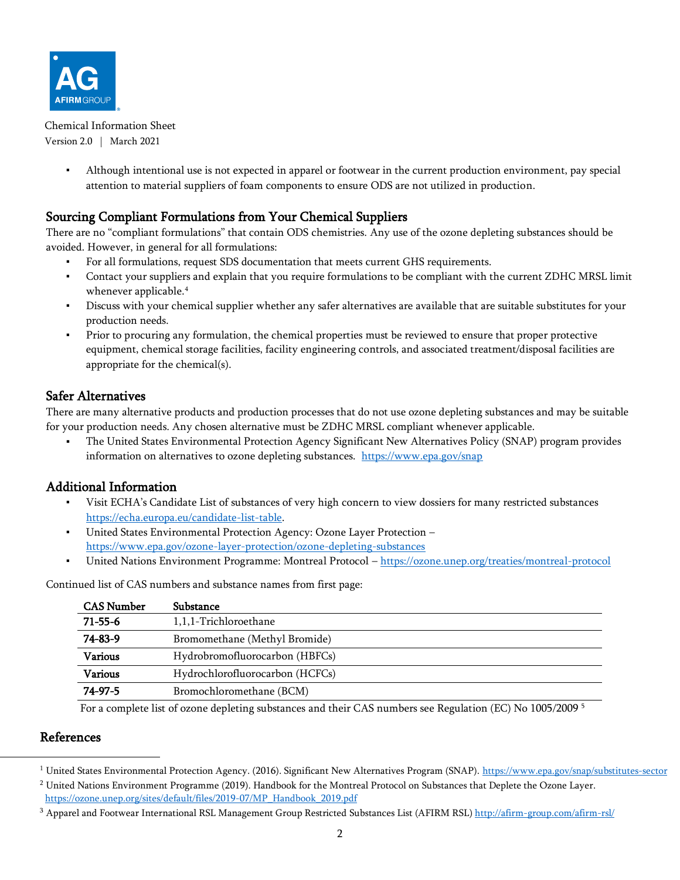- Although intentional use is not expected in apparel or footwear in the current production environment, pay special attention to material suppliers of foam components to ensure ODS are not utilized in production.

## Sourcing Compliant Formulations from Your Chemical Suppliers

There are no "compliant formulations" that contain ODS chemistries. Any use of the ozone depleting substances should be avoided. However, in general for all formulations:

- For all formulations, request SDS documentation that meets current GHS requirements.
- Contact your suppliers and explain that you require formulations to be compliant with the current ZDHC MRSL limit whenever applicable.[4]
- Discuss with your chemical supplier whether any safer alternatives are available that are suitable substitutes for your production needs.
- Prior to procuring any formulation, the chemical properties must be reviewed to ensure that proper protective equipment, chemical storage facilities, facility engineering controls, and associated treatment/disposal facilities are appropriate for the chemical(s).

## Safer Alternatives

There are many alternative products and production processes that do not use ozone depleting substances and may be suitable for your production needs. Any chosen alternative must be ZDHC MRSL compliant whenever applicable.

- The United States Environmental Protection Agency Significant New Alternatives Policy (SNAP) program provides information on alternatives to ozone depleting substances. https://www.epa.gov/snap

## Additional Information

- Visit ECHA's Candidate List of substances of very high concern to view dossiers for many restricted substances https://echa.europa.eu/candidate-list-table.
- United States Environmental Protection Agency: Ozone Layer Protection – https://www.epa.gov/ozone-layer-protection/ozone-depleting-substances
- United Nations Environment Programme: Montreal Protocol – https://ozone.unep.org/treaties/montreal-protocol

Continued list of CAS numbers and substance names from first page:

| CAS Number | Substance |
|---|---|
| **71-55-6** | 1,1,1-Trichloroethane |
| **74-83-9** | Bromomethane (Methyl Bromide) |
| **Various** | Hydrobromofluorocarbon (HBFCs) |
| **Various** | Hydrochlorofluorocarbon (HCFCs) |
| **74-97-5** | Bromochloromethane (BCM) |

For a complete list of ozone depleting substances and their CAS numbers see Regulation (EC) No 1005/2009 [5]

## References

[1] United States Environmental Protection Agency. (2016). Significant New Alternatives Program (SNAP). https://www.epa.gov/snap/substitutes-sector

[2] United Nations Environment Programme (2019). Handbook for the Montreal Protocol on Substances that Deplete the Ozone Layer. https://ozone.unep.org/sites/default/files/2019-07/MP_Handbook_2019.pdf

[3] Apparel and Footwear International RSL Management Group Restricted Substances List (AFIRM RSL) http://afirm-group.com/afirm-rsl/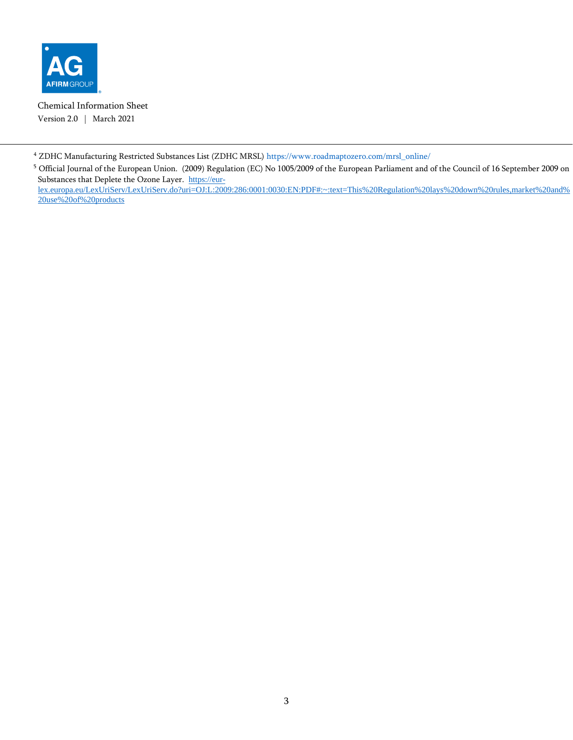[4] ZDHC Manufacturing Restricted Substances List (ZDHC MRSL) https://www.roadmaptozero.com/mrsl_online/

[5] Official Journal of the European Union. (2009) Regulation (EC) No 1005/2009 of the European Parliament and of the Council of 16 September 2009 on Substances that Deplete the Ozone Layer. https://eur-lex.europa.eu/LexUriServ/LexUriServ.do?uri=OJ:L:2009:286:0001:0030:EN:PDF#:~:text=This%20Regulation%20lays%20down%20rules,market%20and%20use%20of%20products